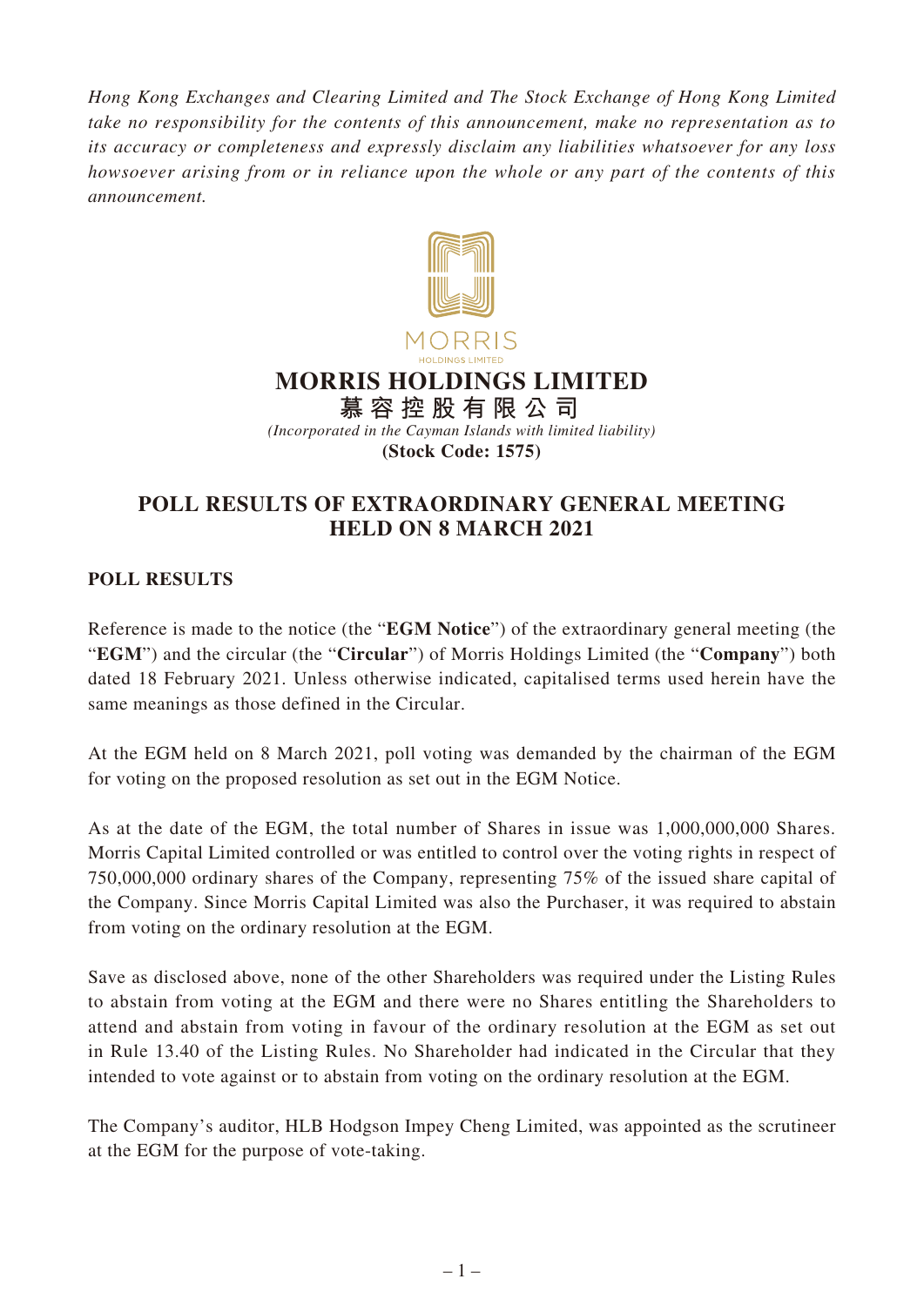*Hong Kong Exchanges and Clearing Limited and The Stock Exchange of Hong Kong Limited take no responsibility for the contents of this announcement, make no representation as to its accuracy or completeness and expressly disclaim any liabilities whatsoever for any loss howsoever arising from or in reliance upon the whole or any part of the contents of this announcement.*

MORRIS
HOLDINGS LIMITED

# MORRIS HOLDINGS LIMITED
# 慕容控股有限公司

*(Incorporated in the Cayman Islands with limited liability)*

**(Stock Code: 1575)**

## POLL RESULTS OF EXTRAORDINARY GENERAL MEETING HELD ON 8 MARCH 2021

### POLL RESULTS

Reference is made to the notice (the "**EGM Notice**") of the extraordinary general meeting (the "**EGM**") and the circular (the "**Circular**") of Morris Holdings Limited (the "**Company**") both dated 18 February 2021. Unless otherwise indicated, capitalised terms used herein have the same meanings as those defined in the Circular.

At the EGM held on 8 March 2021, poll voting was demanded by the chairman of the EGM for voting on the proposed resolution as set out in the EGM Notice.

As at the date of the EGM, the total number of Shares in issue was 1,000,000,000 Shares. Morris Capital Limited controlled or was entitled to control over the voting rights in respect of 750,000,000 ordinary shares of the Company, representing 75% of the issued share capital of the Company. Since Morris Capital Limited was also the Purchaser, it was required to abstain from voting on the ordinary resolution at the EGM.

Save as disclosed above, none of the other Shareholders was required under the Listing Rules to abstain from voting at the EGM and there were no Shares entitling the Shareholders to attend and abstain from voting in favour of the ordinary resolution at the EGM as set out in Rule 13.40 of the Listing Rules. No Shareholder had indicated in the Circular that they intended to vote against or to abstain from voting on the ordinary resolution at the EGM.

The Company's auditor, HLB Hodgson Impey Cheng Limited, was appointed as the scrutineer at the EGM for the purpose of vote-taking.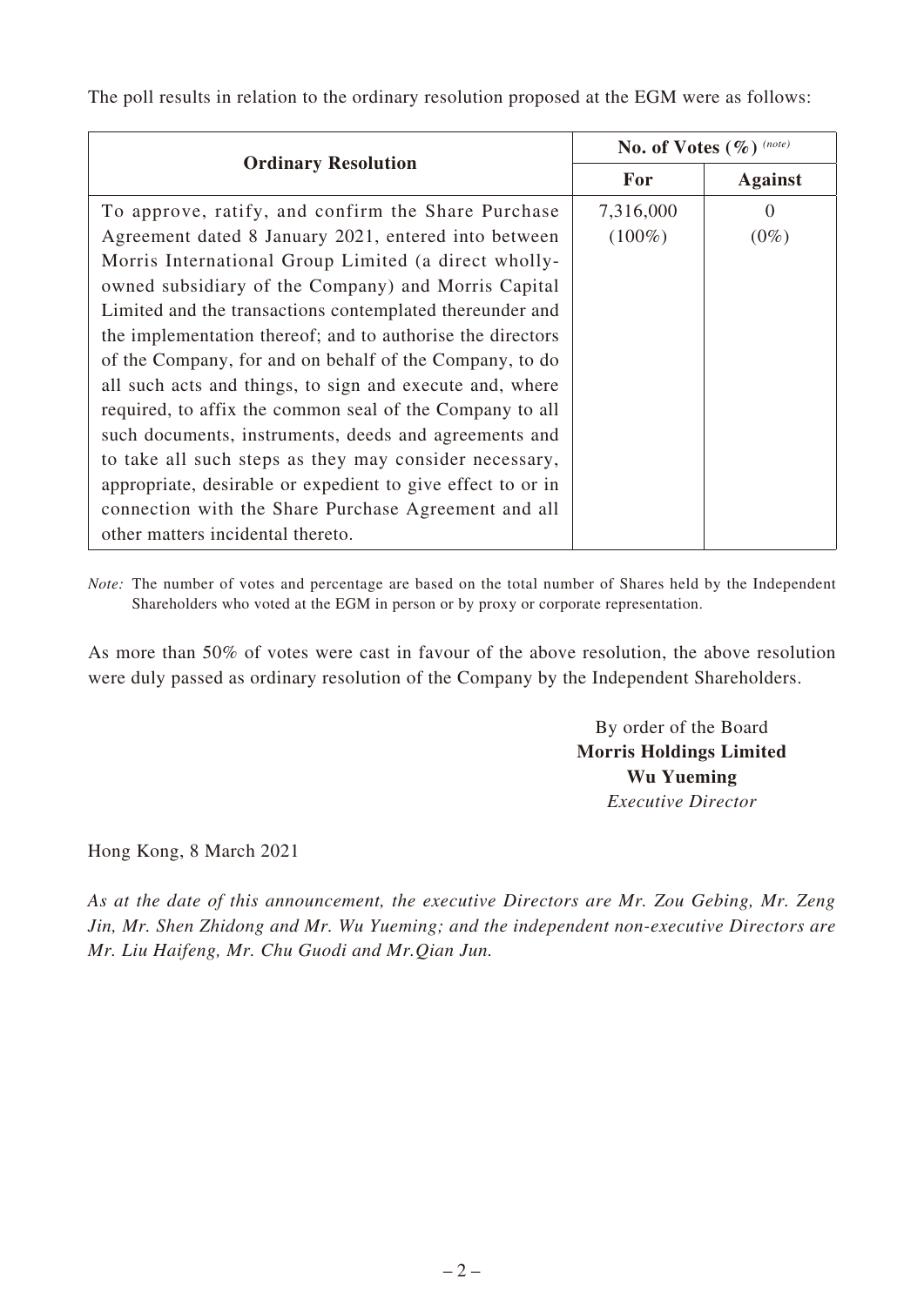The poll results in relation to the ordinary resolution proposed at the EGM were as follows:

| Ordinary Resolution | No. of Votes (%) *(note)* | |
|---|---|---|
| | **For** | **Against** |
| To approve, ratify, and confirm the Share Purchase Agreement dated 8 January 2021, entered into between Morris International Group Limited (a direct wholly-owned subsidiary of the Company) and Morris Capital Limited and the transactions contemplated thereunder and the implementation thereof; and to authorise the directors of the Company, for and on behalf of the Company, to do all such acts and things, to sign and execute and, where required, to affix the common seal of the Company to all such documents, instruments, deeds and agreements and to take all such steps as they may consider necessary, appropriate, desirable or expedient to give effect to or in connection with the Share Purchase Agreement and all other matters incidental thereto. | 7,316,000 (100%) | 0 (0%) |

*Note:* The number of votes and percentage are based on the total number of Shares held by the Independent Shareholders who voted at the EGM in person or by proxy or corporate representation.

As more than 50% of votes were cast in favour of the above resolution, the above resolution were duly passed as ordinary resolution of the Company by the Independent Shareholders.

By order of the Board
**Morris Holdings Limited**
**Wu Yueming**
*Executive Director*

Hong Kong, 8 March 2021

*As at the date of this announcement, the executive Directors are Mr. Zou Gebing, Mr. Zeng Jin, Mr. Shen Zhidong and Mr. Wu Yueming; and the independent non-executive Directors are Mr. Liu Haifeng, Mr. Chu Guodi and Mr.Qian Jun.*